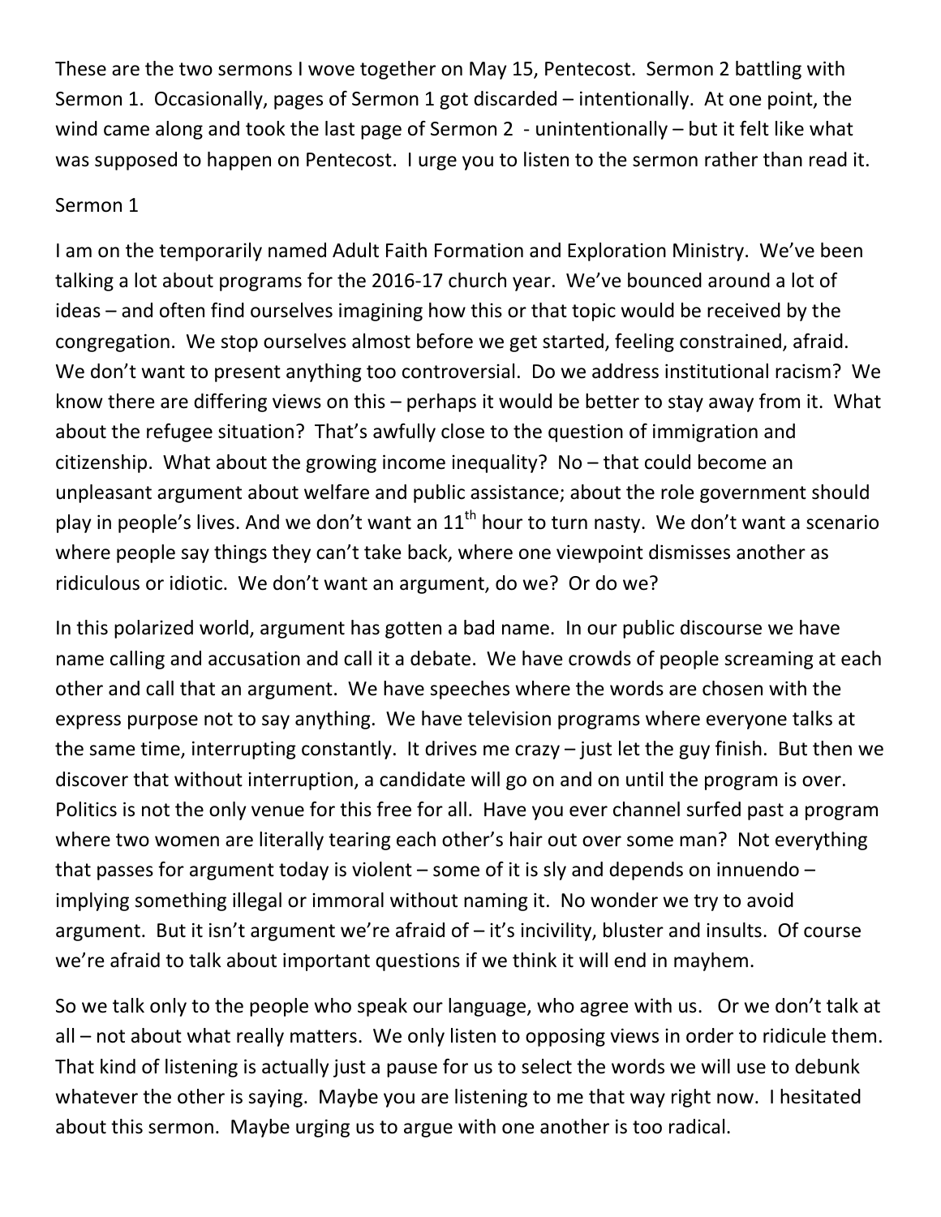These are the two sermons I wove together on May 15, Pentecost. Sermon 2 battling with Sermon 1. Occasionally, pages of Sermon 1 got discarded – intentionally. At one point, the wind came along and took the last page of Sermon 2 - unintentionally – but it felt like what was supposed to happen on Pentecost. I urge you to listen to the sermon rather than read it.

Sermon 1

I am on the temporarily named Adult Faith Formation and Exploration Ministry. We've been talking a lot about programs for the 2016-17 church year. We've bounced around a lot of ideas – and often find ourselves imagining how this or that topic would be received by the congregation. We stop ourselves almost before we get started, feeling constrained, afraid. We don't want to present anything too controversial. Do we address institutional racism? We know there are differing views on this – perhaps it would be better to stay away from it. What about the refugee situation? That's awfully close to the question of immigration and citizenship. What about the growing income inequality? No – that could become an unpleasant argument about welfare and public assistance; about the role government should play in people's lives. And we don't want an 11th hour to turn nasty. We don't want a scenario where people say things they can't take back, where one viewpoint dismisses another as ridiculous or idiotic. We don't want an argument, do we? Or do we?

In this polarized world, argument has gotten a bad name. In our public discourse we have name calling and accusation and call it a debate. We have crowds of people screaming at each other and call that an argument. We have speeches where the words are chosen with the express purpose not to say anything. We have television programs where everyone talks at the same time, interrupting constantly. It drives me crazy – just let the guy finish. But then we discover that without interruption, a candidate will go on and on until the program is over. Politics is not the only venue for this free for all. Have you ever channel surfed past a program where two women are literally tearing each other's hair out over some man? Not everything that passes for argument today is violent – some of it is sly and depends on innuendo – implying something illegal or immoral without naming it. No wonder we try to avoid argument. But it isn't argument we're afraid of – it's incivility, bluster and insults. Of course we're afraid to talk about important questions if we think it will end in mayhem.

So we talk only to the people who speak our language, who agree with us. Or we don't talk at all – not about what really matters. We only listen to opposing views in order to ridicule them. That kind of listening is actually just a pause for us to select the words we will use to debunk whatever the other is saying. Maybe you are listening to me that way right now. I hesitated about this sermon. Maybe urging us to argue with one another is too radical.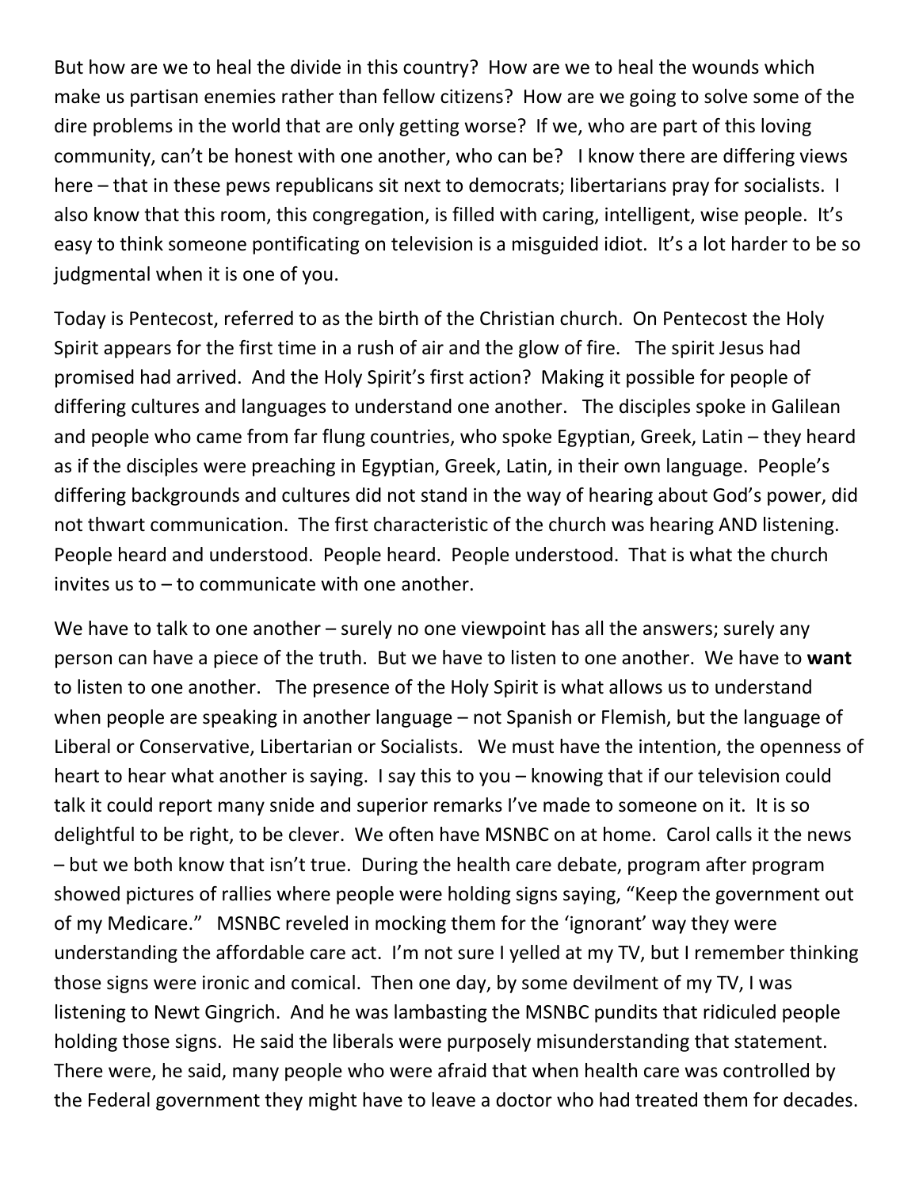But how are we to heal the divide in this country? How are we to heal the wounds which make us partisan enemies rather than fellow citizens? How are we going to solve some of the dire problems in the world that are only getting worse? If we, who are part of this loving community, can't be honest with one another, who can be? I know there are differing views here – that in these pews republicans sit next to democrats; libertarians pray for socialists. I also know that this room, this congregation, is filled with caring, intelligent, wise people. It's easy to think someone pontificating on television is a misguided idiot. It's a lot harder to be so judgmental when it is one of you.

Today is Pentecost, referred to as the birth of the Christian church. On Pentecost the Holy Spirit appears for the first time in a rush of air and the glow of fire. The spirit Jesus had promised had arrived. And the Holy Spirit's first action? Making it possible for people of differing cultures and languages to understand one another. The disciples spoke in Galilean and people who came from far flung countries, who spoke Egyptian, Greek, Latin – they heard as if the disciples were preaching in Egyptian, Greek, Latin, in their own language. People's differing backgrounds and cultures did not stand in the way of hearing about God's power, did not thwart communication. The first characteristic of the church was hearing AND listening. People heard and understood. People heard. People understood. That is what the church invites us to – to communicate with one another.

We have to talk to one another – surely no one viewpoint has all the answers; surely any person can have a piece of the truth. But we have to listen to one another. We have to **want** to listen to one another. The presence of the Holy Spirit is what allows us to understand when people are speaking in another language – not Spanish or Flemish, but the language of Liberal or Conservative, Libertarian or Socialists. We must have the intention, the openness of heart to hear what another is saying. I say this to you – knowing that if our television could talk it could report many snide and superior remarks I've made to someone on it. It is so delightful to be right, to be clever. We often have MSNBC on at home. Carol calls it the news – but we both know that isn't true. During the health care debate, program after program showed pictures of rallies where people were holding signs saying, "Keep the government out of my Medicare." MSNBC reveled in mocking them for the 'ignorant' way they were understanding the affordable care act. I'm not sure I yelled at my TV, but I remember thinking those signs were ironic and comical. Then one day, by some devilment of my TV, I was listening to Newt Gingrich. And he was lambasting the MSNBC pundits that ridiculed people holding those signs. He said the liberals were purposely misunderstanding that statement. There were, he said, many people who were afraid that when health care was controlled by the Federal government they might have to leave a doctor who had treated them for decades.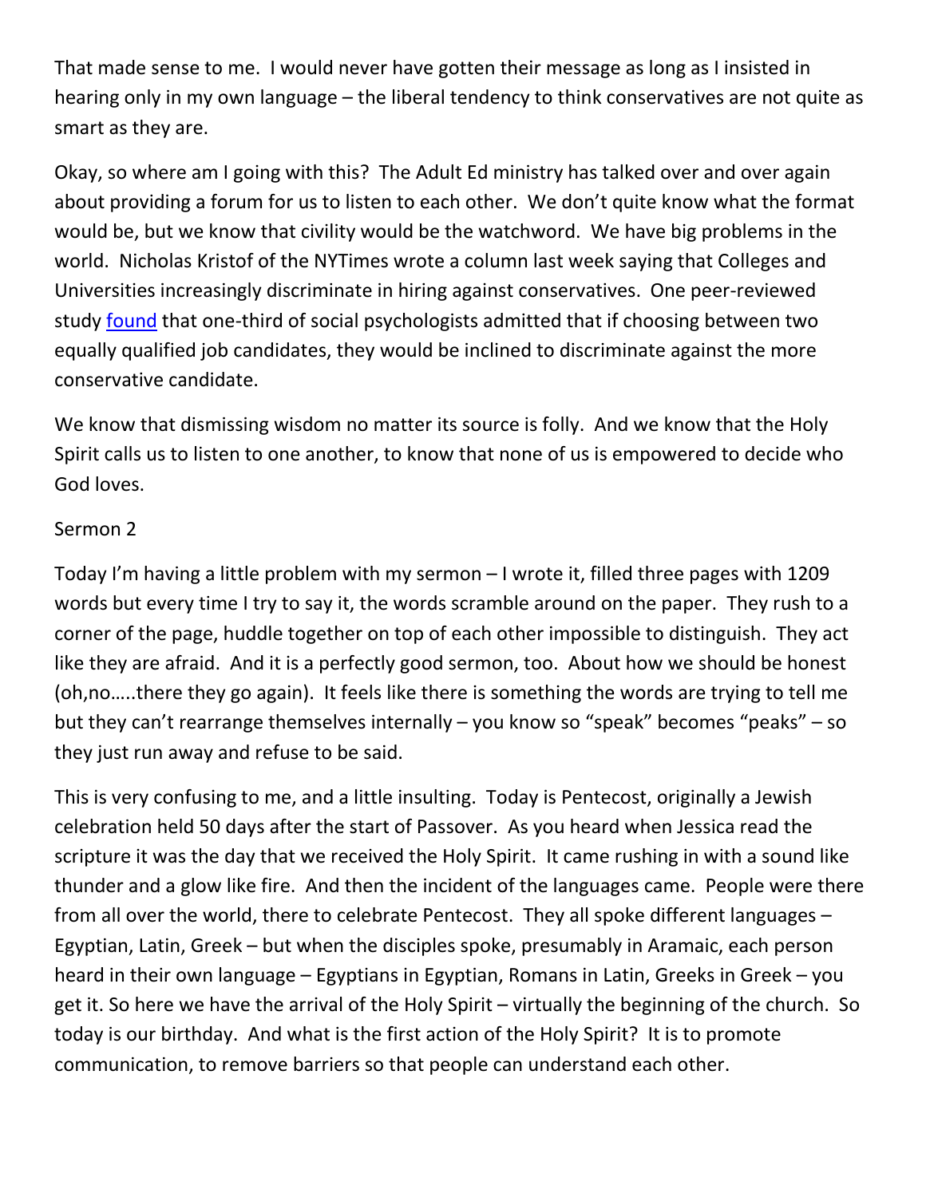That made sense to me. I would never have gotten their message as long as I insisted in hearing only in my own language – the liberal tendency to think conservatives are not quite as smart as they are.

Okay, so where am I going with this? The Adult Ed ministry has talked over and over again about providing a forum for us to listen to each other. We don't quite know what the format would be, but we know that civility would be the watchword. We have big problems in the world. Nicholas Kristof of the NYTimes wrote a column last week saying that Colleges and Universities increasingly discriminate in hiring against conservatives. One peer-reviewed study found that one-third of social psychologists admitted that if choosing between two equally qualified job candidates, they would be inclined to discriminate against the more conservative candidate.

We know that dismissing wisdom no matter its source is folly. And we know that the Holy Spirit calls us to listen to one another, to know that none of us is empowered to decide who God loves.

## Sermon 2

Today I'm having a little problem with my sermon – I wrote it, filled three pages with 1209 words but every time I try to say it, the words scramble around on the paper. They rush to a corner of the page, huddle together on top of each other impossible to distinguish. They act like they are afraid. And it is a perfectly good sermon, too. About how we should be honest (oh,no…..there they go again). It feels like there is something the words are trying to tell me but they can't rearrange themselves internally – you know so "speak" becomes "peaks" – so they just run away and refuse to be said.

This is very confusing to me, and a little insulting. Today is Pentecost, originally a Jewish celebration held 50 days after the start of Passover. As you heard when Jessica read the scripture it was the day that we received the Holy Spirit. It came rushing in with a sound like thunder and a glow like fire. And then the incident of the languages came. People were there from all over the world, there to celebrate Pentecost. They all spoke different languages – Egyptian, Latin, Greek – but when the disciples spoke, presumably in Aramaic, each person heard in their own language – Egyptians in Egyptian, Romans in Latin, Greeks in Greek – you get it. So here we have the arrival of the Holy Spirit – virtually the beginning of the church. So today is our birthday. And what is the first action of the Holy Spirit? It is to promote communication, to remove barriers so that people can understand each other.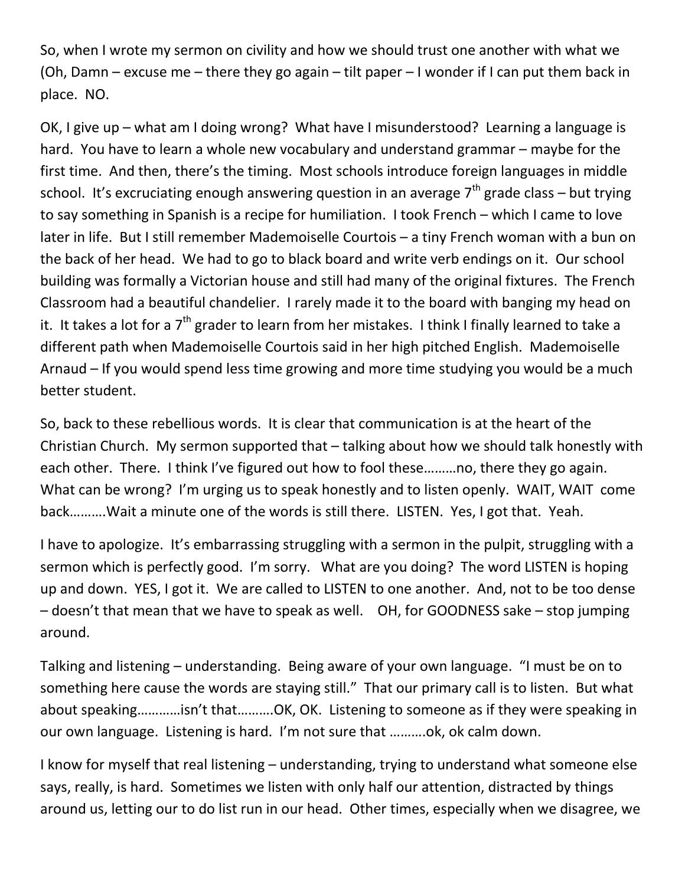So, when I wrote my sermon on civility and how we should trust one another with what we (Oh, Damn – excuse me – there they go again – tilt paper – I wonder if I can put them back in place. NO.

OK, I give up – what am I doing wrong? What have I misunderstood? Learning a language is hard. You have to learn a whole new vocabulary and understand grammar – maybe for the first time. And then, there's the timing. Most schools introduce foreign languages in middle school. It's excruciating enough answering question in an average 7th grade class – but trying to say something in Spanish is a recipe for humiliation. I took French – which I came to love later in life. But I still remember Mademoiselle Courtois – a tiny French woman with a bun on the back of her head. We had to go to black board and write verb endings on it. Our school building was formally a Victorian house and still had many of the original fixtures. The French Classroom had a beautiful chandelier. I rarely made it to the board with banging my head on it. It takes a lot for a 7th grader to learn from her mistakes. I think I finally learned to take a different path when Mademoiselle Courtois said in her high pitched English. Mademoiselle Arnaud – If you would spend less time growing and more time studying you would be a much better student.

So, back to these rebellious words. It is clear that communication is at the heart of the Christian Church. My sermon supported that – talking about how we should talk honestly with each other. There. I think I've figured out how to fool these………no, there they go again. What can be wrong? I'm urging us to speak honestly and to listen openly. WAIT, WAIT come back……….Wait a minute one of the words is still there. LISTEN. Yes, I got that. Yeah.

I have to apologize. It's embarrassing struggling with a sermon in the pulpit, struggling with a sermon which is perfectly good. I'm sorry. What are you doing? The word LISTEN is hoping up and down. YES, I got it. We are called to LISTEN to one another. And, not to be too dense – doesn't that mean that we have to speak as well. OH, for GOODNESS sake – stop jumping around.

Talking and listening – understanding. Being aware of your own language. "I must be on to something here cause the words are staying still." That our primary call is to listen. But what about speaking…………isn't that……….OK, OK. Listening to someone as if they were speaking in our own language. Listening is hard. I'm not sure that ……….ok, ok calm down.

I know for myself that real listening – understanding, trying to understand what someone else says, really, is hard. Sometimes we listen with only half our attention, distracted by things around us, letting our to do list run in our head. Other times, especially when we disagree, we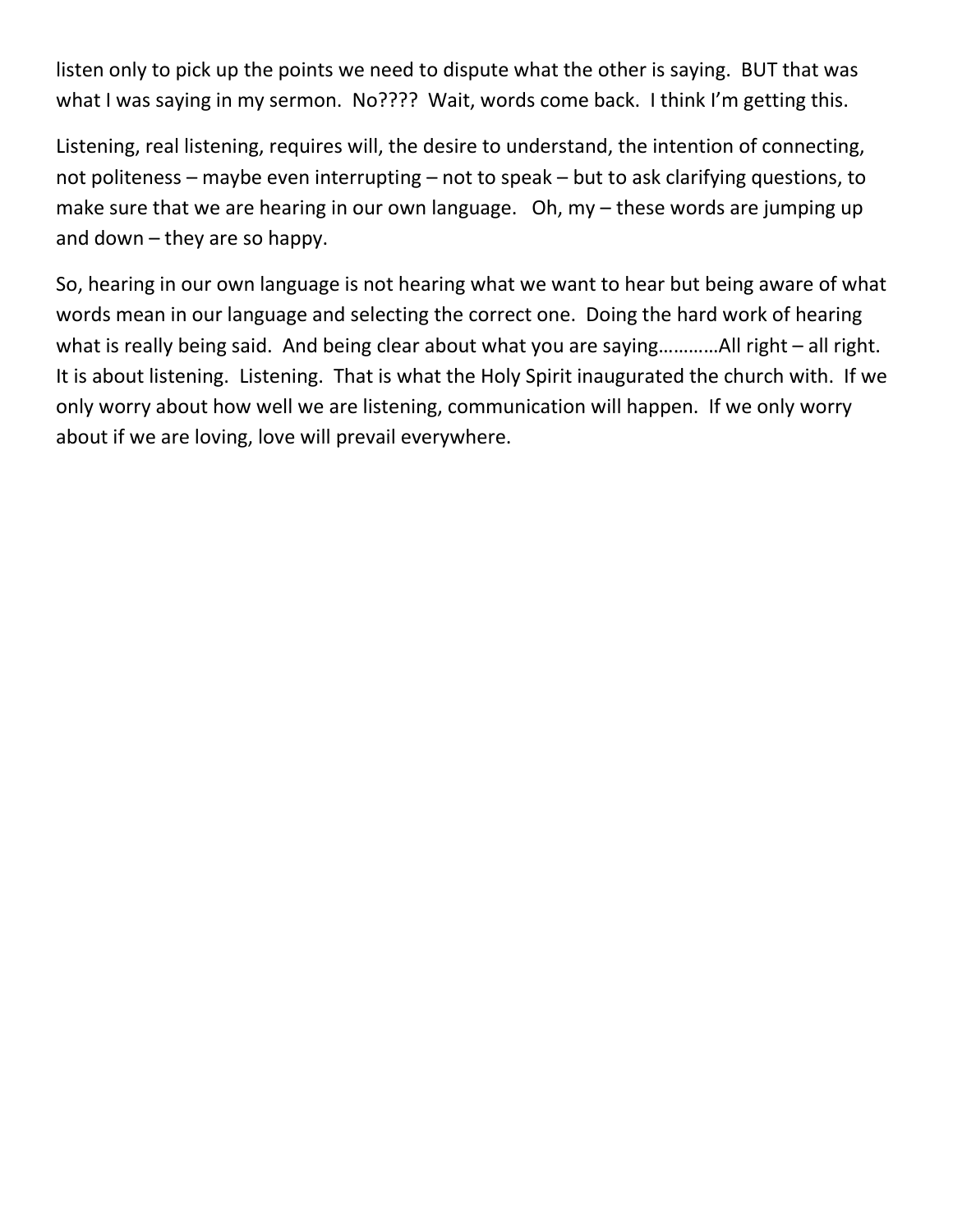listen only to pick up the points we need to dispute what the other is saying. BUT that was what I was saying in my sermon. No???? Wait, words come back. I think I'm getting this.

Listening, real listening, requires will, the desire to understand, the intention of connecting, not politeness – maybe even interrupting – not to speak – but to ask clarifying questions, to make sure that we are hearing in our own language. Oh, my – these words are jumping up and down – they are so happy.

So, hearing in our own language is not hearing what we want to hear but being aware of what words mean in our language and selecting the correct one. Doing the hard work of hearing what is really being said. And being clear about what you are saying…………All right – all right. It is about listening. Listening. That is what the Holy Spirit inaugurated the church with. If we only worry about how well we are listening, communication will happen. If we only worry about if we are loving, love will prevail everywhere.